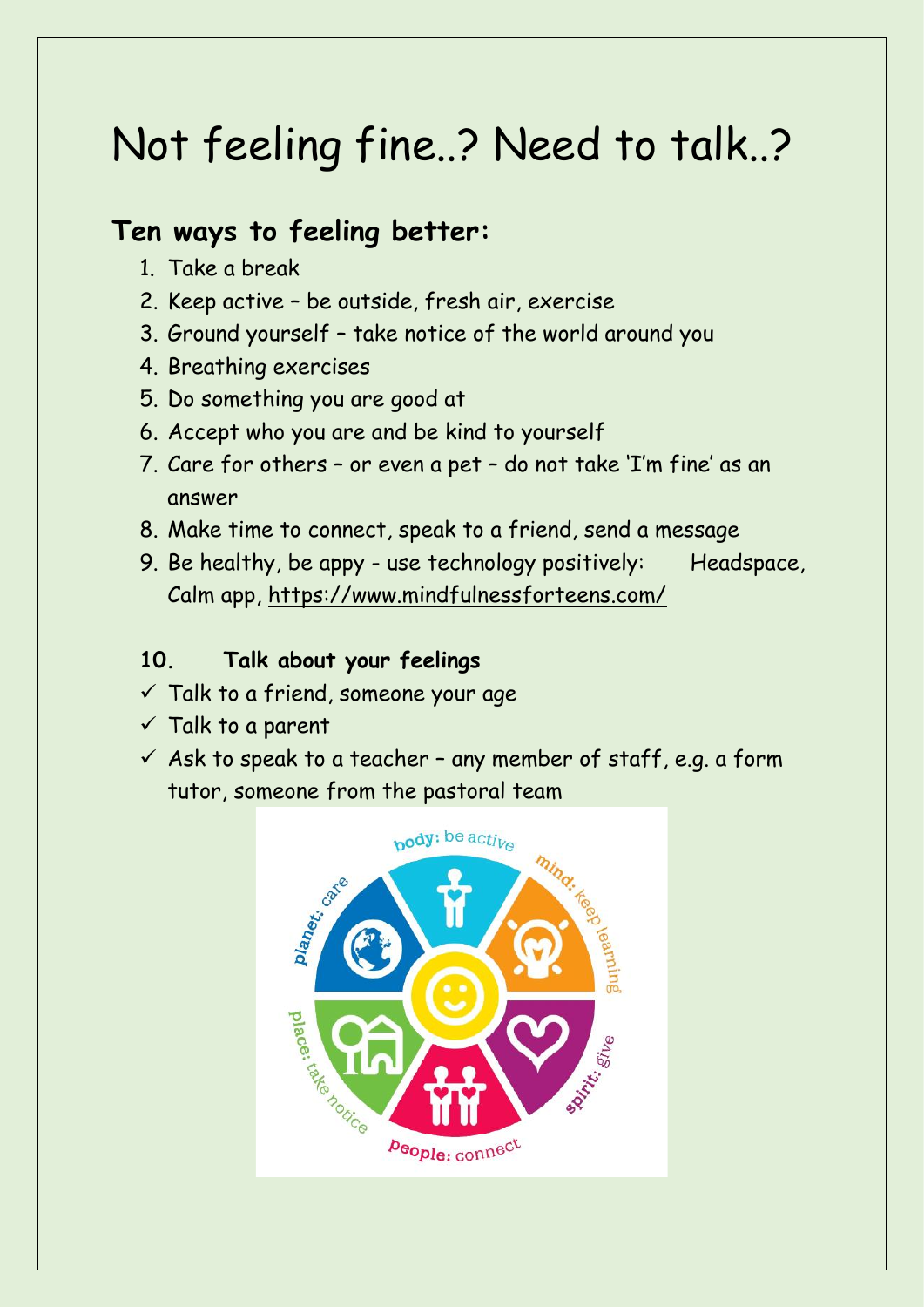# Not feeling fine..? Need to talk..?

## Ten ways to feeling better:

1. Take a break
2. Keep active – be outside, fresh air, exercise
3. Ground yourself – take notice of the world around you
4. Breathing exercises
5. Do something you are good at
6. Accept who you are and be kind to yourself
7. Care for others – or even a pet – do not take 'I'm fine' as an answer
8. Make time to connect, speak to a friend, send a message
9. Be healthy, be appy - use technology positively: Headspace, Calm app, https://www.mindfulnessforteens.com/

**10. Talk about your feelings**

- ✓ Talk to a friend, someone your age
- ✓ Talk to a parent
- ✓ Ask to speak to a teacher – any member of staff, e.g. a form tutor, someone from the pastoral team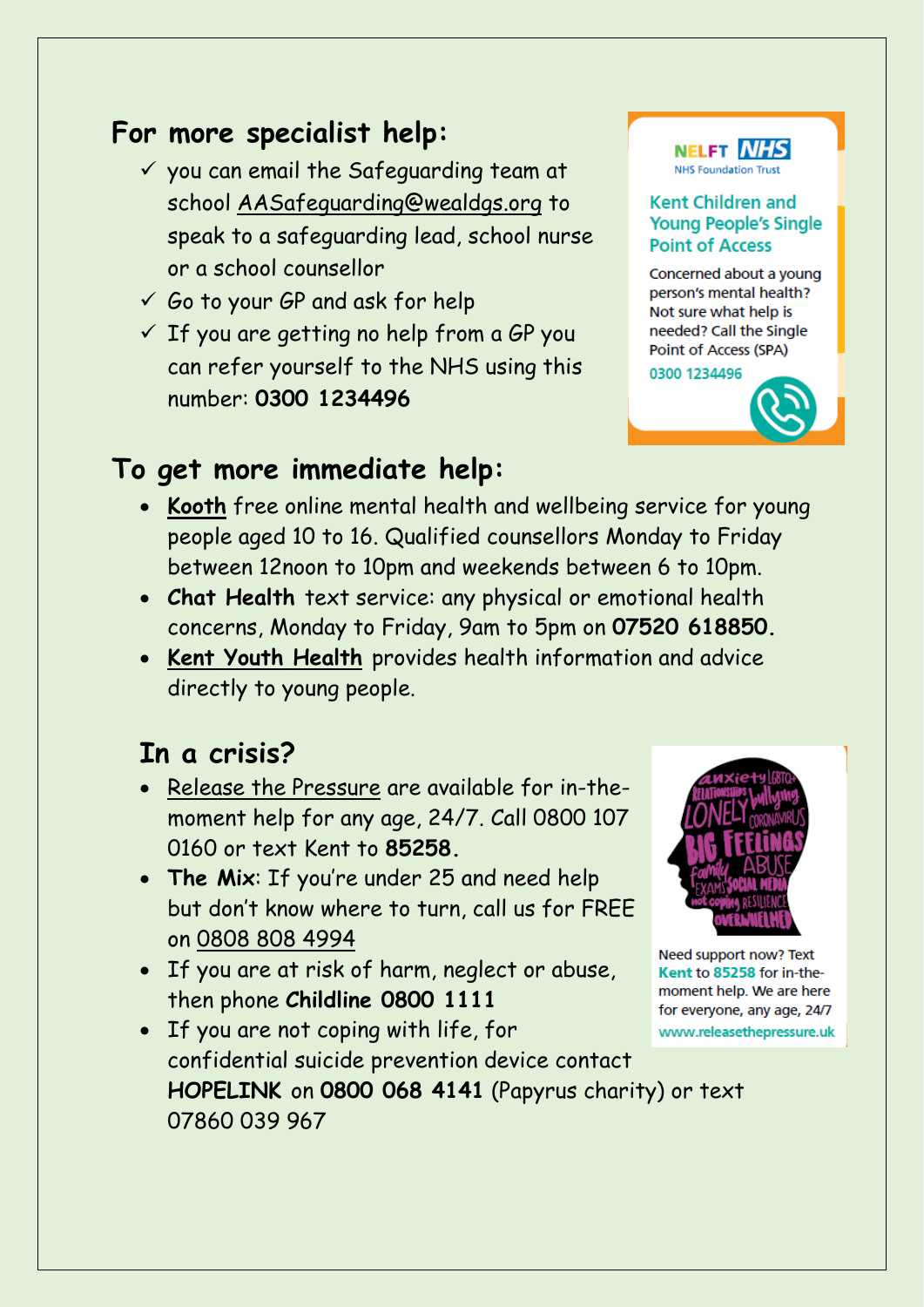## For more specialist help:

- ✓ you can email the Safeguarding team at school AASafeguarding@wealdgs.org to speak to a safeguarding lead, school nurse or a school counsellor
- ✓ Go to your GP and ask for help
- ✓ If you are getting no help from a GP you can refer yourself to the NHS using this number: **0300 1234496**

NELFT NHS
NHS Foundation Trust

Kent Children and Young People's Single Point of Access

Concerned about a young person's mental health? Not sure what help is needed? Call the Single Point of Access (SPA)

0300 1234496

## To get more immediate help:

- **Kooth** free online mental health and wellbeing service for young people aged 10 to 16. Qualified counsellors Monday to Friday between 12noon to 10pm and weekends between 6 to 10pm.
- **Chat Health** text service: any physical or emotional health concerns, Monday to Friday, 9am to 5pm on **07520 618850.**
- **Kent Youth Health** provides health information and advice directly to young people.

## In a crisis?

- Release the Pressure are available for in-the-moment help for any age, 24/7. Call 0800 107 0160 or text Kent to **85258.**
- **The Mix**: If you're under 25 and need help but don't know where to turn, call us for FREE on 0808 808 4994
- If you are at risk of harm, neglect or abuse, then phone **Childline 0800 1111**
- If you are not coping with life, for confidential suicide prevention device contact **HOPELINK** on **0800 068 4141** (Papyrus charity) or text 07860 039 967

Need support now? Text Kent to 85258 for in-the-moment help. We are here for everyone, any age, 24/7

www.releasethepressure.uk